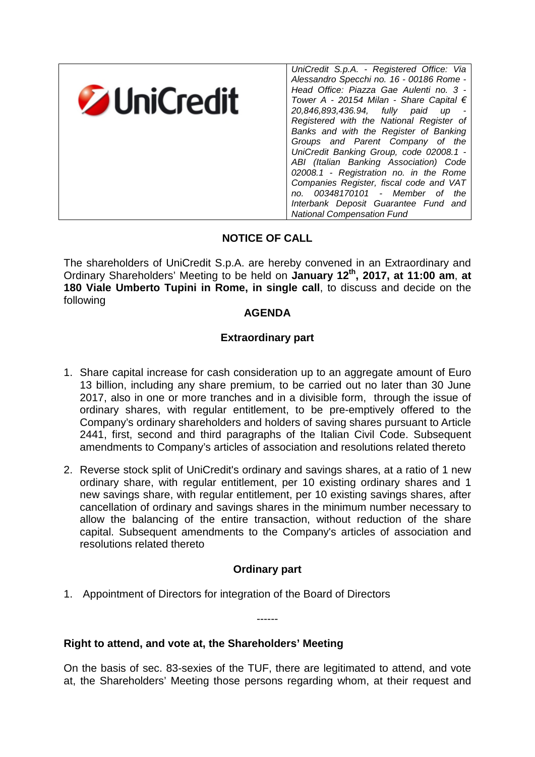| UniCredit | *UniCredit S.p.A. - Registered Office: Via Alessandro Specchi no. 16 - 00186 Rome - Head Office: Piazza Gae Aulenti no. 3 - Tower A - 20154 Milan - Share Capital € 20,846,893,436.94, fully paid up - Registered with the National Register of Banks and with the Register of Banking Groups and Parent Company of the UniCredit Banking Group, code 02008.1 - ABI (Italian Banking Association) Code 02008.1 - Registration no. in the Rome Companies Register, fiscal code and VAT no. 00348170101 - Member of the Interbank Deposit Guarantee Fund and National Compensation Fund* |
|---|---|

# NOTICE OF CALL

The shareholders of UniCredit S.p.A. are hereby convened in an Extraordinary and Ordinary Shareholders' Meeting to be held on **January 12th, 2017, at 11:00 am**, **at 180 Viale Umberto Tupini in Rome, in single call**, to discuss and decide on the following

## AGENDA

### Extraordinary part

1. Share capital increase for cash consideration up to an aggregate amount of Euro 13 billion, including any share premium, to be carried out no later than 30 June 2017, also in one or more tranches and in a divisible form, through the issue of ordinary shares, with regular entitlement, to be pre-emptively offered to the Company's ordinary shareholders and holders of saving shares pursuant to Article 2441, first, second and third paragraphs of the Italian Civil Code. Subsequent amendments to Company's articles of association and resolutions related thereto

2. Reverse stock split of UniCredit's ordinary and savings shares, at a ratio of 1 new ordinary share, with regular entitlement, per 10 existing ordinary shares and 1 new savings share, with regular entitlement, per 10 existing savings shares, after cancellation of ordinary and savings shares in the minimum number necessary to allow the balancing of the entire transaction, without reduction of the share capital. Subsequent amendments to the Company's articles of association and resolutions related thereto

### Ordinary part

1. Appointment of Directors for integration of the Board of Directors

------

**Right to attend, and vote at, the Shareholders' Meeting**

On the basis of sec. 83-sexies of the TUF, there are legitimated to attend, and vote at, the Shareholders' Meeting those persons regarding whom, at their request and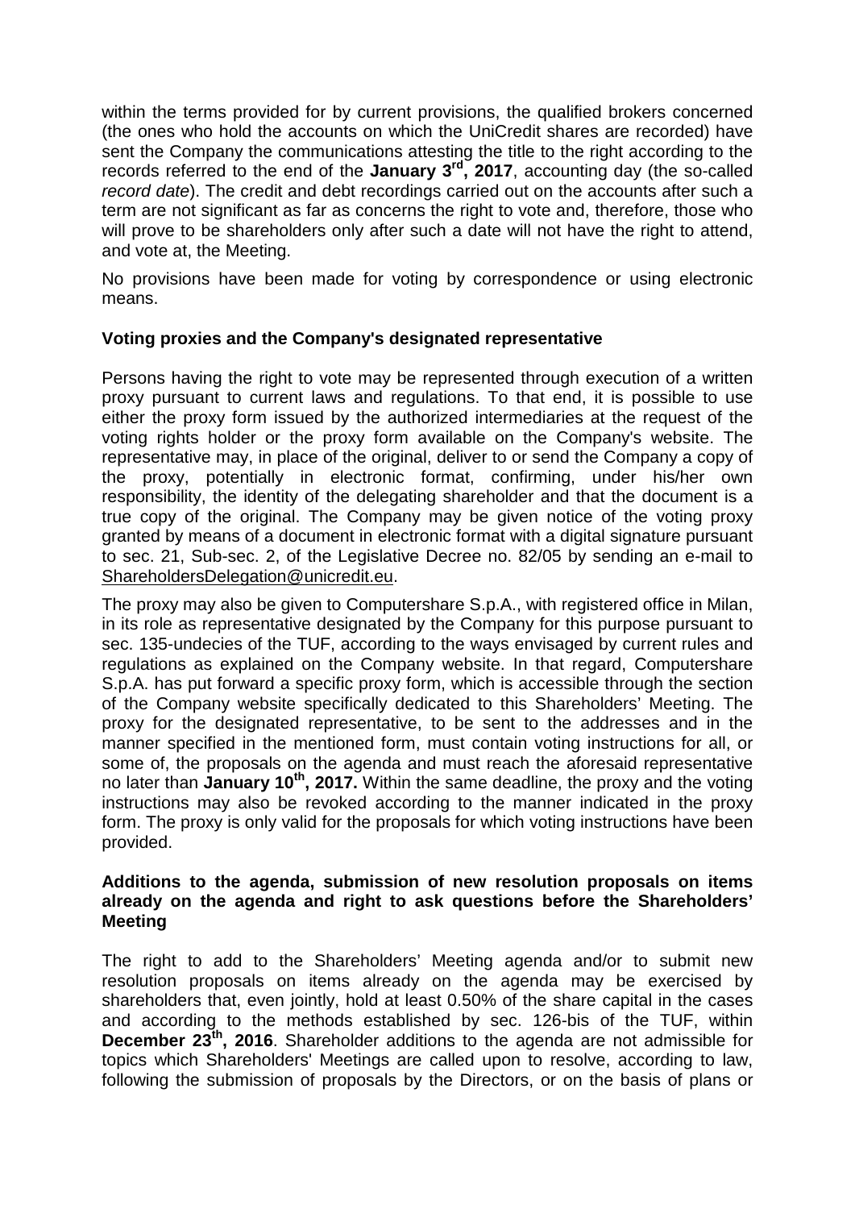within the terms provided for by current provisions, the qualified brokers concerned (the ones who hold the accounts on which the UniCredit shares are recorded) have sent the Company the communications attesting the title to the right according to the records referred to the end of the **January 3rd, 2017**, accounting day (the so-called *record date*). The credit and debt recordings carried out on the accounts after such a term are not significant as far as concerns the right to vote and, therefore, those who will prove to be shareholders only after such a date will not have the right to attend, and vote at, the Meeting.

No provisions have been made for voting by correspondence or using electronic means.

**Voting proxies and the Company's designated representative**

Persons having the right to vote may be represented through execution of a written proxy pursuant to current laws and regulations. To that end, it is possible to use either the proxy form issued by the authorized intermediaries at the request of the voting rights holder or the proxy form available on the Company's website. The representative may, in place of the original, deliver to or send the Company a copy of the proxy, potentially in electronic format, confirming, under his/her own responsibility, the identity of the delegating shareholder and that the document is a true copy of the original. The Company may be given notice of the voting proxy granted by means of a document in electronic format with a digital signature pursuant to sec. 21, Sub-sec. 2, of the Legislative Decree no. 82/05 by sending an e-mail to ShareholdersDelegation@unicredit.eu.

The proxy may also be given to Computershare S.p.A., with registered office in Milan, in its role as representative designated by the Company for this purpose pursuant to sec. 135-undecies of the TUF, according to the ways envisaged by current rules and regulations as explained on the Company website. In that regard, Computershare S.p.A. has put forward a specific proxy form, which is accessible through the section of the Company website specifically dedicated to this Shareholders' Meeting. The proxy for the designated representative, to be sent to the addresses and in the manner specified in the mentioned form, must contain voting instructions for all, or some of, the proposals on the agenda and must reach the aforesaid representative no later than **January 10th, 2017.** Within the same deadline, the proxy and the voting instructions may also be revoked according to the manner indicated in the proxy form. The proxy is only valid for the proposals for which voting instructions have been provided.

**Additions to the agenda, submission of new resolution proposals on items already on the agenda and right to ask questions before the Shareholders' Meeting**

The right to add to the Shareholders' Meeting agenda and/or to submit new resolution proposals on items already on the agenda may be exercised by shareholders that, even jointly, hold at least 0.50% of the share capital in the cases and according to the methods established by sec. 126-bis of the TUF, within **December 23th, 2016**. Shareholder additions to the agenda are not admissible for topics which Shareholders' Meetings are called upon to resolve, according to law, following the submission of proposals by the Directors, or on the basis of plans or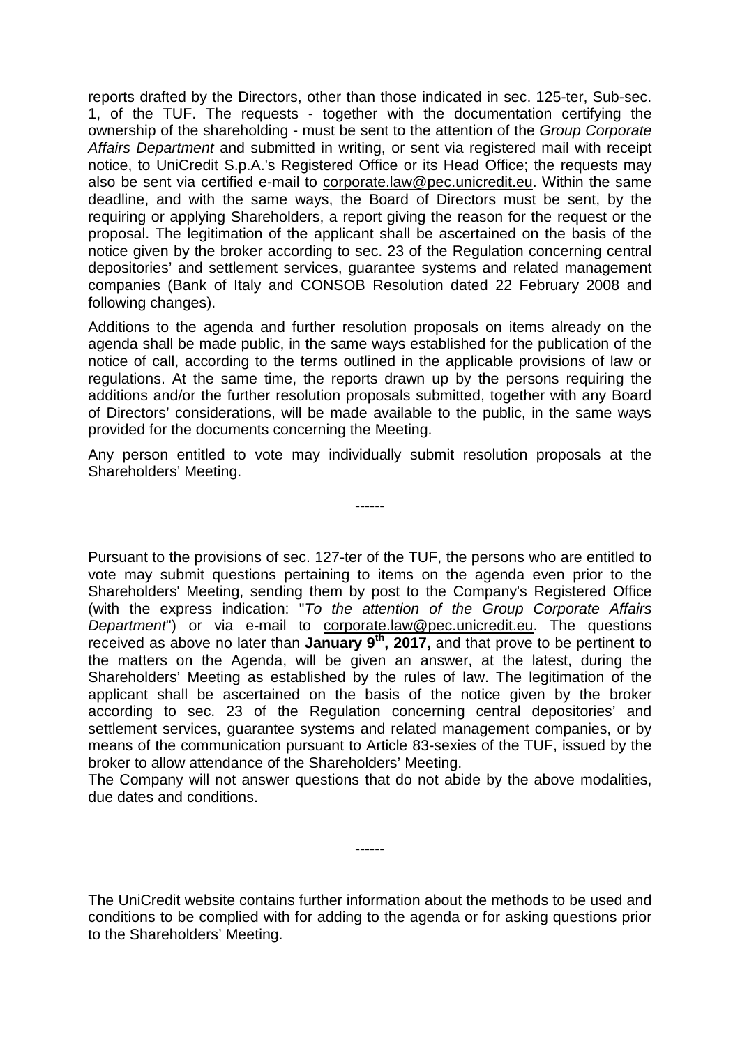reports drafted by the Directors, other than those indicated in sec. 125-ter, Sub-sec. 1, of the TUF. The requests - together with the documentation certifying the ownership of the shareholding - must be sent to the attention of the *Group Corporate Affairs Department* and submitted in writing, or sent via registered mail with receipt notice, to UniCredit S.p.A.'s Registered Office or its Head Office; the requests may also be sent via certified e-mail to corporate.law@pec.unicredit.eu. Within the same deadline, and with the same ways, the Board of Directors must be sent, by the requiring or applying Shareholders, a report giving the reason for the request or the proposal. The legitimation of the applicant shall be ascertained on the basis of the notice given by the broker according to sec. 23 of the Regulation concerning central depositories' and settlement services, guarantee systems and related management companies (Bank of Italy and CONSOB Resolution dated 22 February 2008 and following changes).

Additions to the agenda and further resolution proposals on items already on the agenda shall be made public, in the same ways established for the publication of the notice of call, according to the terms outlined in the applicable provisions of law or regulations. At the same time, the reports drawn up by the persons requiring the additions and/or the further resolution proposals submitted, together with any Board of Directors' considerations, will be made available to the public, in the same ways provided for the documents concerning the Meeting.

Any person entitled to vote may individually submit resolution proposals at the Shareholders' Meeting.

------

Pursuant to the provisions of sec. 127-ter of the TUF, the persons who are entitled to vote may submit questions pertaining to items on the agenda even prior to the Shareholders' Meeting, sending them by post to the Company's Registered Office (with the express indication: "*To the attention of the Group Corporate Affairs Department*") or via e-mail to corporate.law@pec.unicredit.eu. The questions received as above no later than **January 9th, 2017,** and that prove to be pertinent to the matters on the Agenda, will be given an answer, at the latest, during the Shareholders' Meeting as established by the rules of law. The legitimation of the applicant shall be ascertained on the basis of the notice given by the broker according to sec. 23 of the Regulation concerning central depositories' and settlement services, guarantee systems and related management companies, or by means of the communication pursuant to Article 83-sexies of the TUF, issued by the broker to allow attendance of the Shareholders' Meeting.
The Company will not answer questions that do not abide by the above modalities, due dates and conditions.

------

The UniCredit website contains further information about the methods to be used and conditions to be complied with for adding to the agenda or for asking questions prior to the Shareholders' Meeting.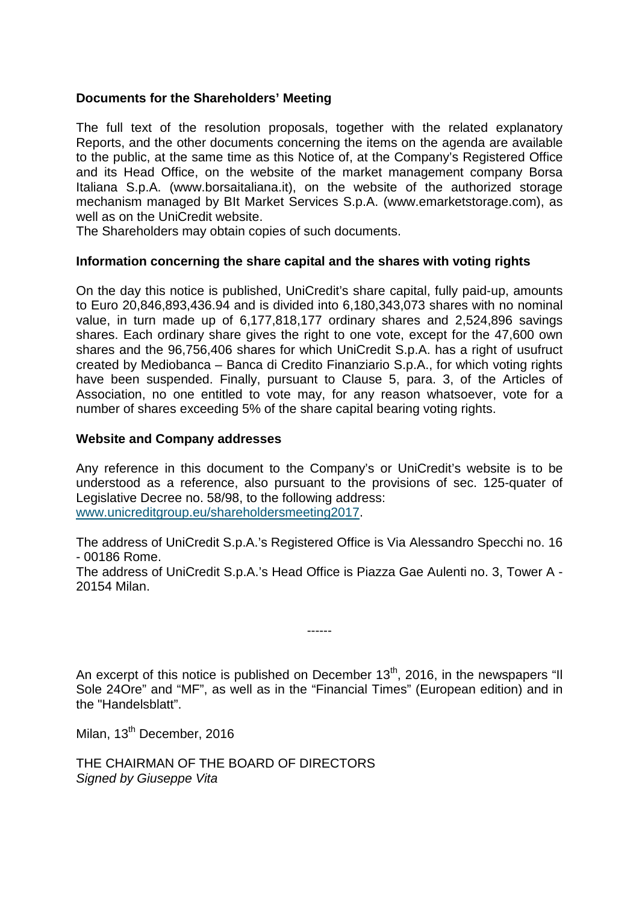**Documents for the Shareholders' Meeting**

The full text of the resolution proposals, together with the related explanatory Reports, and the other documents concerning the items on the agenda are available to the public, at the same time as this Notice of, at the Company's Registered Office and its Head Office, on the website of the market management company Borsa Italiana S.p.A. (www.borsaitaliana.it), on the website of the authorized storage mechanism managed by BIt Market Services S.p.A. (www.emarketstorage.com), as well as on the UniCredit website.
The Shareholders may obtain copies of such documents.

**Information concerning the share capital and the shares with voting rights**

On the day this notice is published, UniCredit's share capital, fully paid-up, amounts to Euro 20,846,893,436.94 and is divided into 6,180,343,073 shares with no nominal value, in turn made up of 6,177,818,177 ordinary shares and 2,524,896 savings shares. Each ordinary share gives the right to one vote, except for the 47,600 own shares and the 96,756,406 shares for which UniCredit S.p.A. has a right of usufruct created by Mediobanca – Banca di Credito Finanziario S.p.A., for which voting rights have been suspended. Finally, pursuant to Clause 5, para. 3, of the Articles of Association, no one entitled to vote may, for any reason whatsoever, vote for a number of shares exceeding 5% of the share capital bearing voting rights.

**Website and Company addresses**

Any reference in this document to the Company's or UniCredit's website is to be understood as a reference, also pursuant to the provisions of sec. 125-quater of Legislative Decree no. 58/98, to the following address:
www.unicreditgroup.eu/shareholdersmeeting2017.

The address of UniCredit S.p.A.'s Registered Office is Via Alessandro Specchi no. 16 - 00186 Rome.
The address of UniCredit S.p.A.'s Head Office is Piazza Gae Aulenti no. 3, Tower A - 20154 Milan.

------

An excerpt of this notice is published on December 13th, 2016, in the newspapers "Il Sole 24Ore" and "MF", as well as in the "Financial Times" (European edition) and in the "Handelsblatt".

Milan, 13th December, 2016

THE CHAIRMAN OF THE BOARD OF DIRECTORS
*Signed by Giuseppe Vita*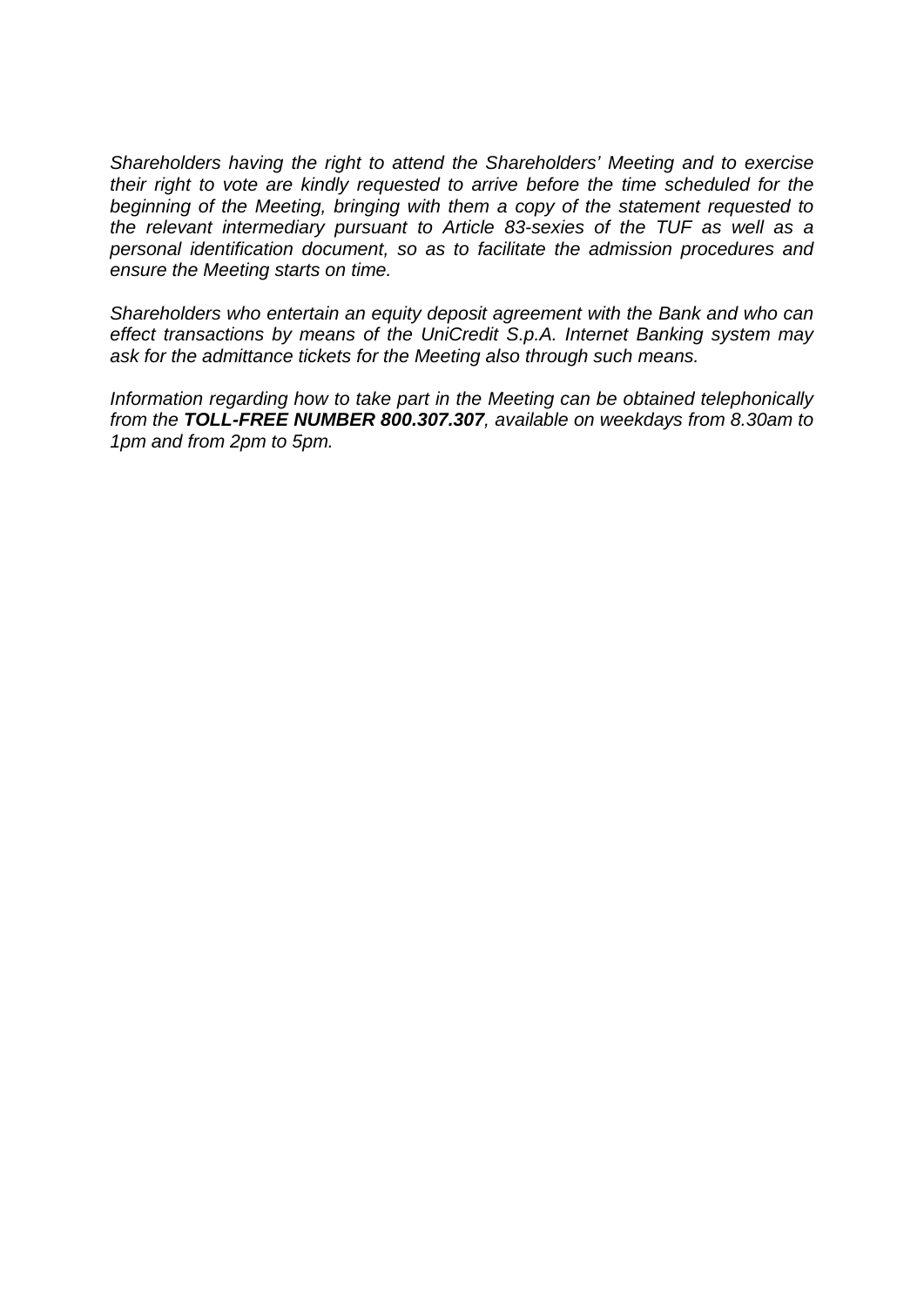*Shareholders having the right to attend the Shareholders' Meeting and to exercise their right to vote are kindly requested to arrive before the time scheduled for the beginning of the Meeting, bringing with them a copy of the statement requested to the relevant intermediary pursuant to Article 83-sexies of the TUF as well as a personal identification document, so as to facilitate the admission procedures and ensure the Meeting starts on time.*

*Shareholders who entertain an equity deposit agreement with the Bank and who can effect transactions by means of the UniCredit S.p.A. Internet Banking system may ask for the admittance tickets for the Meeting also through such means.*

*Information regarding how to take part in the Meeting can be obtained telephonically from the **TOLL-FREE NUMBER 800.307.307**, available on weekdays from 8.30am to 1pm and from 2pm to 5pm.*